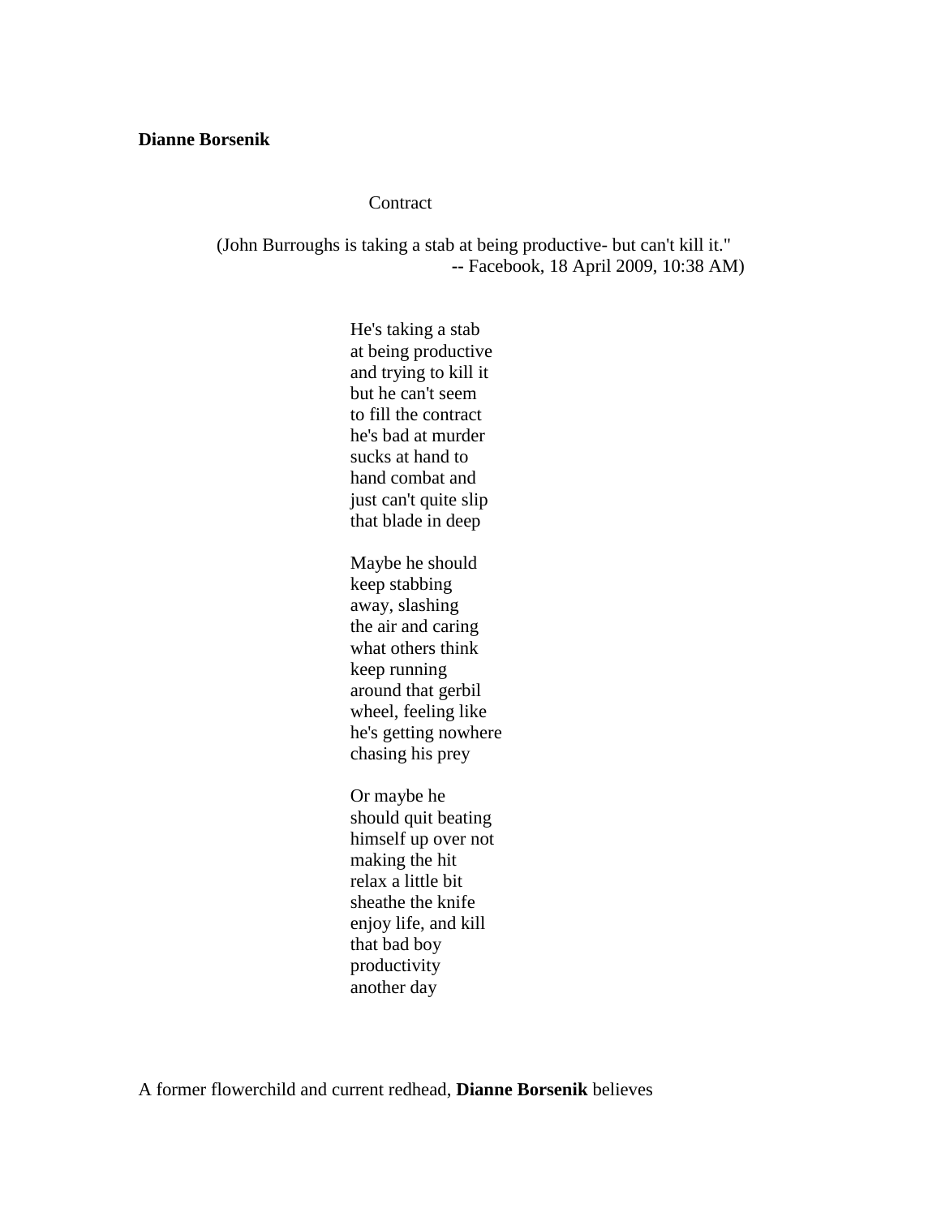**Dianne Borsenik**

## Contract

(John Burroughs is taking a stab at being productive- but can't kill it."
-- Facebook, 18 April 2009, 10:38 AM)

He's taking a stab  
at being productive  
and trying to kill it  
but he can't seem  
to fill the contract  
he's bad at murder  
sucks at hand to  
hand combat and  
just can't quite slip  
that blade in deep

Maybe he should  
keep stabbing  
away, slashing  
the air and caring  
what others think  
keep running  
around that gerbil  
wheel, feeling like  
he's getting nowhere  
chasing his prey

Or maybe he  
should quit beating  
himself up over not  
making the hit  
relax a little bit  
sheathe the knife  
enjoy life, and kill  
that bad boy  
productivity  
another day

A former flowerchild and current redhead, **Dianne Borsenik** believes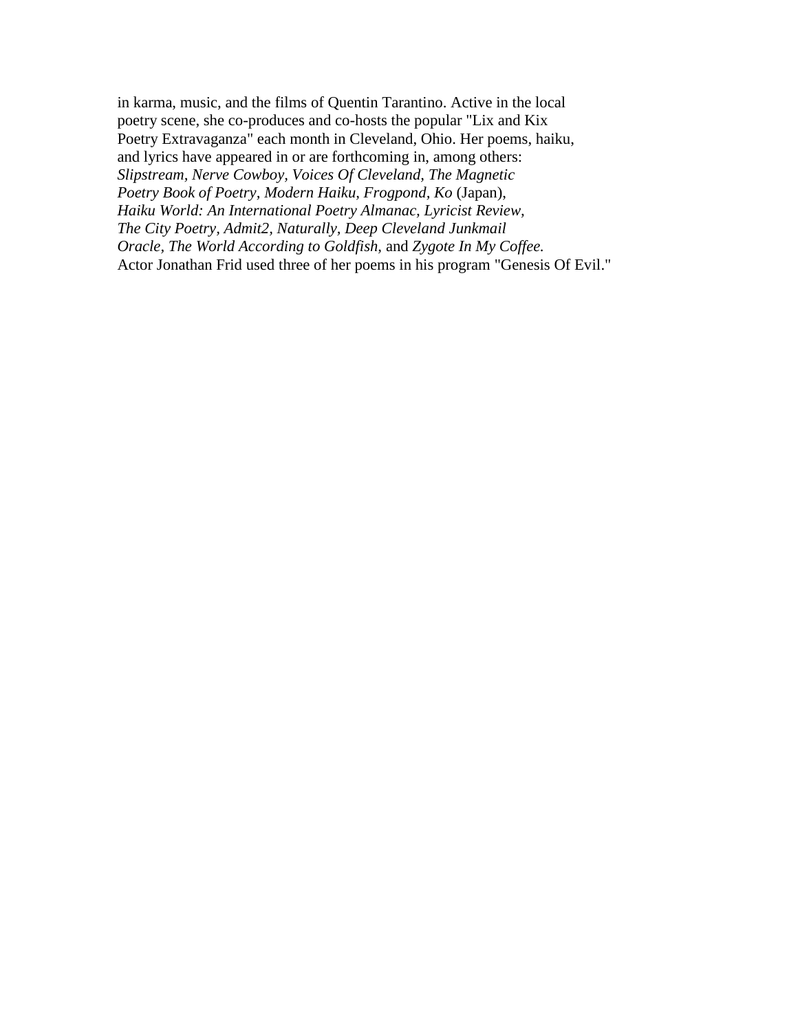in karma, music, and the films of Quentin Tarantino. Active in the local poetry scene, she co-produces and co-hosts the popular "Lix and Kix Poetry Extravaganza" each month in Cleveland, Ohio. Her poems, haiku, and lyrics have appeared in or are forthcoming in, among others: *Slipstream*, *Nerve Cowboy, Voices Of Cleveland, The Magnetic Poetry Book of Poetry, Modern Haiku, Frogpond, Ko* (Japan), *Haiku World: An International Poetry Almanac, Lyricist Review, The City Poetry, Admit2, Naturally, Deep Cleveland Junkmail Oracle, The World According to Goldfish,* and *Zygote In My Coffee.* Actor Jonathan Frid used three of her poems in his program "Genesis Of Evil."